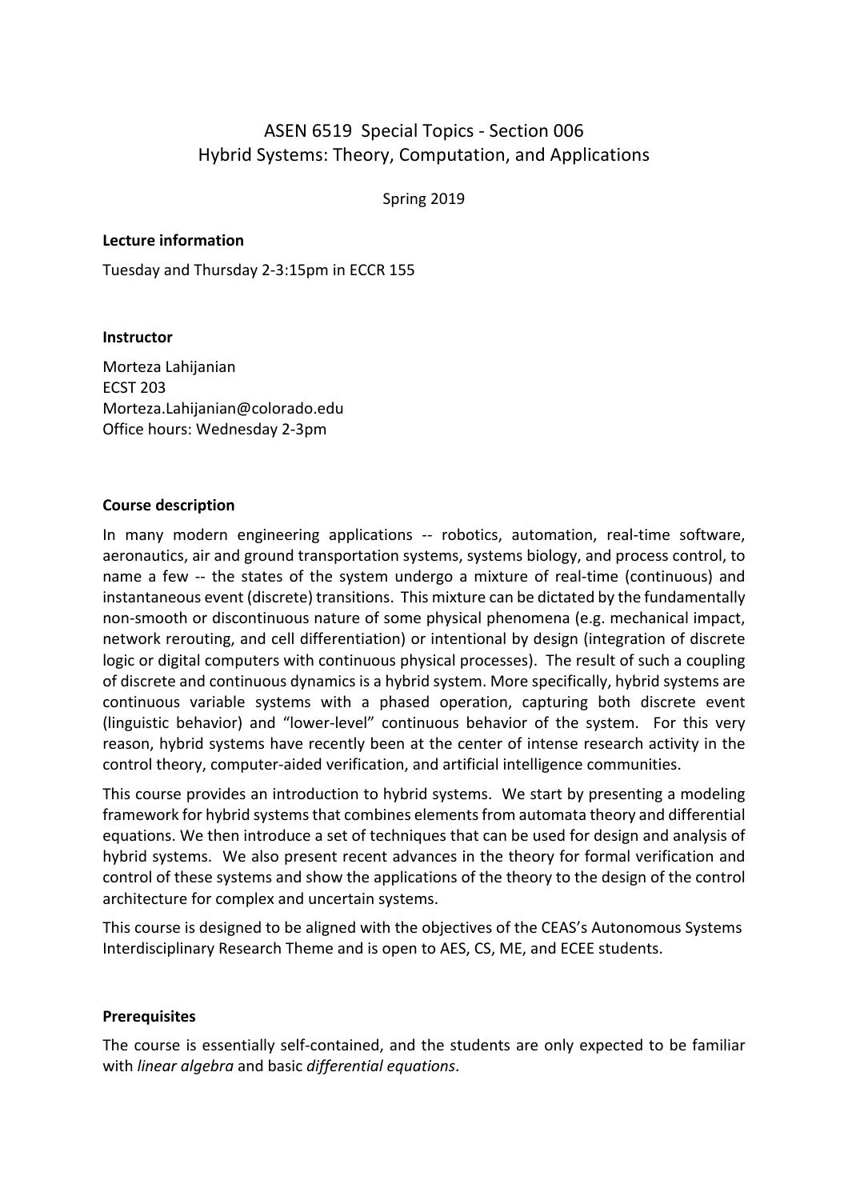# ASEN 6519 Special Topics - Section 006
## Hybrid Systems: Theory, Computation, and Applications

Spring 2019

**Lecture information**

Tuesday and Thursday 2-3:15pm in ECCR 155

**Instructor**

Morteza Lahijanian
ECST 203
Morteza.Lahijanian@colorado.edu
Office hours: Wednesday 2-3pm

**Course description**

In many modern engineering applications -- robotics, automation, real-time software, aeronautics, air and ground transportation systems, systems biology, and process control, to name a few -- the states of the system undergo a mixture of real-time (continuous) and instantaneous event (discrete) transitions. This mixture can be dictated by the fundamentally non-smooth or discontinuous nature of some physical phenomena (e.g. mechanical impact, network rerouting, and cell differentiation) or intentional by design (integration of discrete logic or digital computers with continuous physical processes). The result of such a coupling of discrete and continuous dynamics is a hybrid system. More specifically, hybrid systems are continuous variable systems with a phased operation, capturing both discrete event (linguistic behavior) and "lower-level" continuous behavior of the system. For this very reason, hybrid systems have recently been at the center of intense research activity in the control theory, computer-aided verification, and artificial intelligence communities.

This course provides an introduction to hybrid systems. We start by presenting a modeling framework for hybrid systems that combines elements from automata theory and differential equations. We then introduce a set of techniques that can be used for design and analysis of hybrid systems. We also present recent advances in the theory for formal verification and control of these systems and show the applications of the theory to the design of the control architecture for complex and uncertain systems.

This course is designed to be aligned with the objectives of the CEAS's Autonomous Systems Interdisciplinary Research Theme and is open to AES, CS, ME, and ECEE students.

**Prerequisites**

The course is essentially self-contained, and the students are only expected to be familiar with *linear algebra* and basic *differential equations*.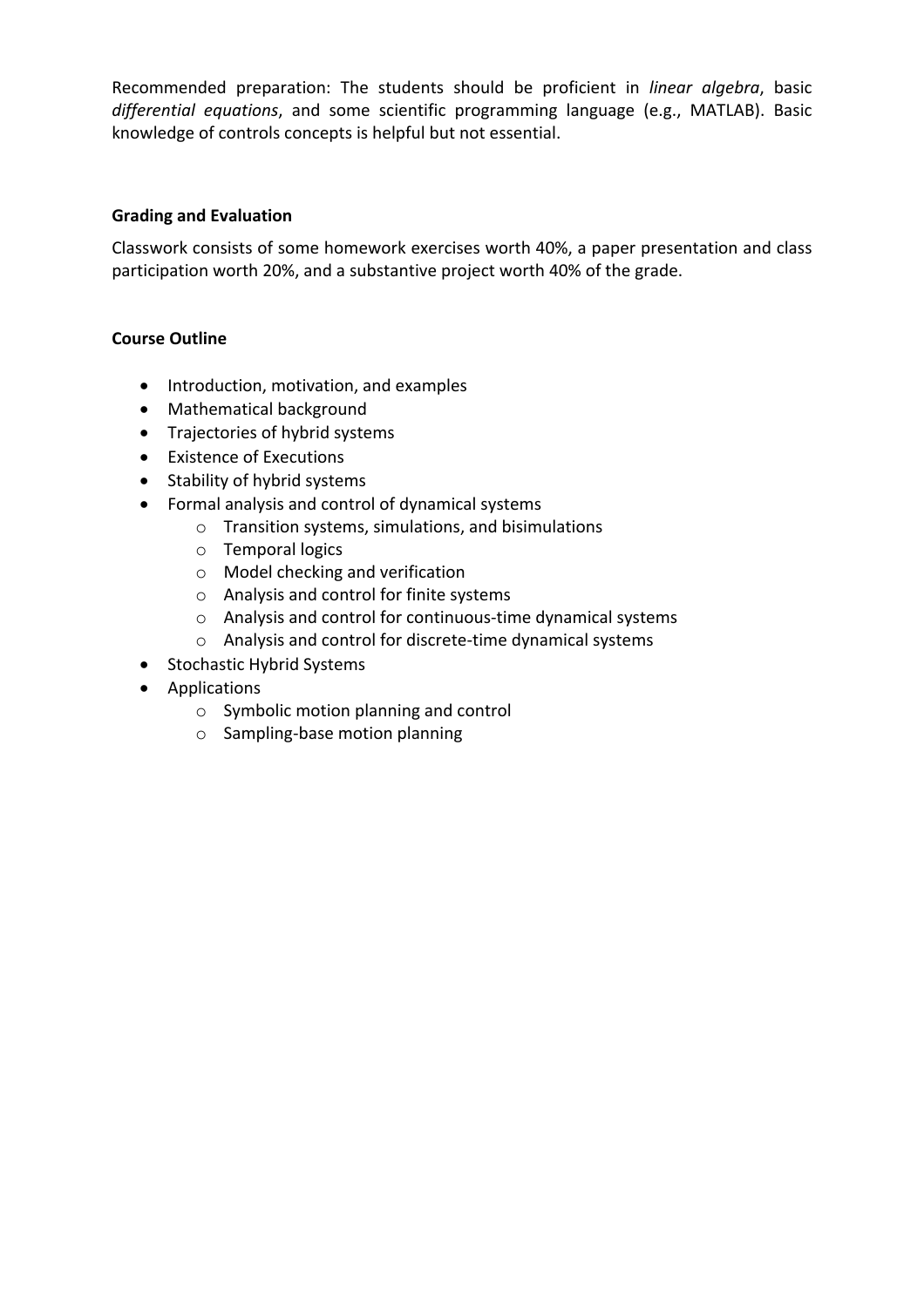Recommended preparation: The students should be proficient in *linear algebra*, basic *differential equations*, and some scientific programming language (e.g., MATLAB). Basic knowledge of controls concepts is helpful but not essential.

**Grading and Evaluation**

Classwork consists of some homework exercises worth 40%, a paper presentation and class participation worth 20%, and a substantive project worth 40% of the grade.

**Course Outline**

- Introduction, motivation, and examples
- Mathematical background
- Trajectories of hybrid systems
- Existence of Executions
- Stability of hybrid systems
- Formal analysis and control of dynamical systems
  - Transition systems, simulations, and bisimulations
  - Temporal logics
  - Model checking and verification
  - Analysis and control for finite systems
  - Analysis and control for continuous-time dynamical systems
  - Analysis and control for discrete-time dynamical systems
- Stochastic Hybrid Systems
- Applications
  - Symbolic motion planning and control
  - Sampling-base motion planning